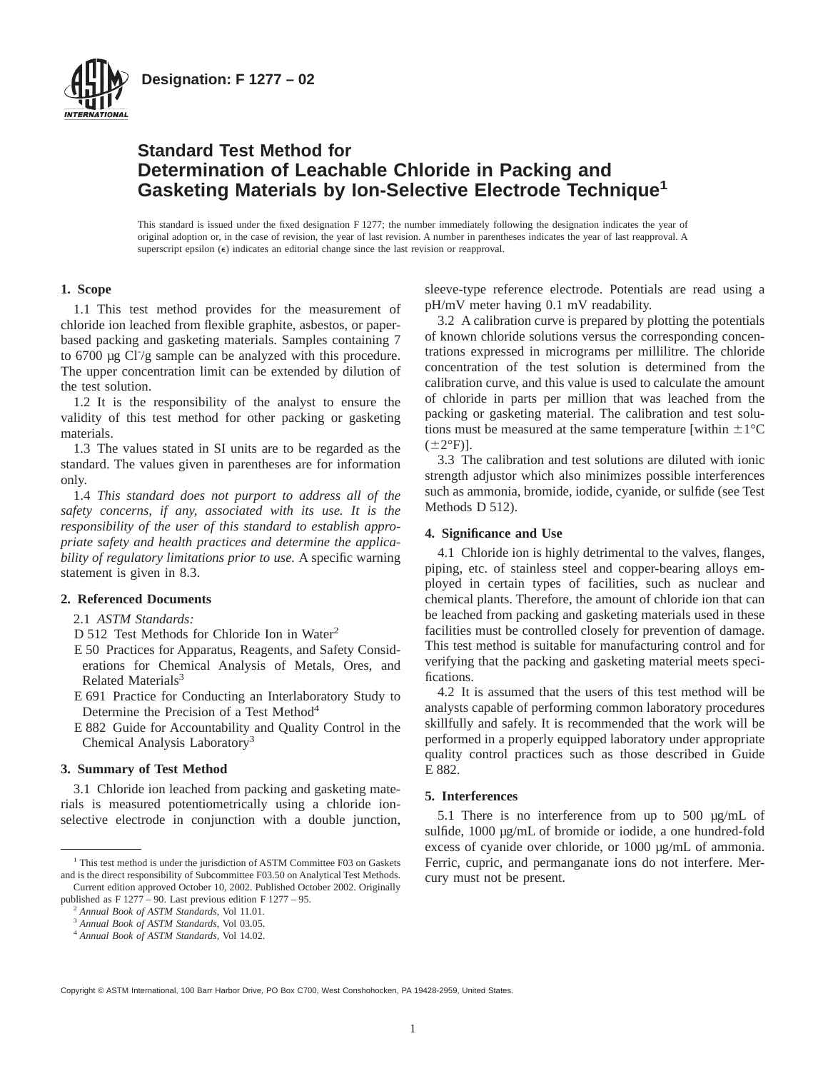**Designation: F 1277 – 02**

# Standard Test Method for Determination of Leachable Chloride in Packing and Gasketing Materials by Ion-Selective Electrode Technique[1]

This standard is issued under the fixed designation F 1277; the number immediately following the designation indicates the year of original adoption or, in the case of revision, the year of last revision. A number in parentheses indicates the year of last reapproval. A superscript epsilon (ε) indicates an editorial change since the last revision or reapproval.

## 1. Scope

1.1 This test method provides for the measurement of chloride ion leached from flexible graphite, asbestos, or paper-based packing and gasketing materials. Samples containing 7 to 6700 µg $Cl^-$/g sample can be analyzed with this procedure. The upper concentration limit can be extended by dilution of the test solution.

1.2 It is the responsibility of the analyst to ensure the validity of this test method for other packing or gasketing materials.

1.3 The values stated in SI units are to be regarded as the standard. The values given in parentheses are for information only.

1.4 *This standard does not purport to address all of the safety concerns, if any, associated with its use. It is the responsibility of the user of this standard to establish appropriate safety and health practices and determine the applicability of regulatory limitations prior to use.* A specific warning statement is given in 8.3.

## 2. Referenced Documents

2.1 *ASTM Standards:*

D 512 Test Methods for Chloride Ion in Water[2]

E 50 Practices for Apparatus, Reagents, and Safety Considerations for Chemical Analysis of Metals, Ores, and Related Materials[3]

E 691 Practice for Conducting an Interlaboratory Study to Determine the Precision of a Test Method[4]

E 882 Guide for Accountability and Quality Control in the Chemical Analysis Laboratory[3]

## 3. Summary of Test Method

3.1 Chloride ion leached from packing and gasketing materials is measured potentiometrically using a chloride ion-selective electrode in conjunction with a double junction, sleeve-type reference electrode. Potentials are read using a pH/mV meter having 0.1 mV readability.

3.2 A calibration curve is prepared by plotting the potentials of known chloride solutions versus the corresponding concentrations expressed in micrograms per millilitre. The chloride concentration of the test solution is determined from the calibration curve, and this value is used to calculate the amount of chloride in parts per million that was leached from the packing or gasketing material. The calibration and test solutions must be measured at the same temperature [within ±1°C (±2°F)].

3.3 The calibration and test solutions are diluted with ionic strength adjustor which also minimizes possible interferences such as ammonia, bromide, iodide, cyanide, or sulfide (see Test Methods D 512).

## 4. Significance and Use

4.1 Chloride ion is highly detrimental to the valves, flanges, piping, etc. of stainless steel and copper-bearing alloys employed in certain types of facilities, such as nuclear and chemical plants. Therefore, the amount of chloride ion that can be leached from packing and gasketing materials used in these facilities must be controlled closely for prevention of damage. This test method is suitable for manufacturing control and for verifying that the packing and gasketing material meets specifications.

4.2 It is assumed that the users of this test method will be analysts capable of performing common laboratory procedures skillfully and safely. It is recommended that the work will be performed in a properly equipped laboratory under appropriate quality control practices such as those described in Guide E 882.

## 5. Interferences

5.1 There is no interference from up to 500 µg/mL of sulfide, 1000 µg/mL of bromide or iodide, a one hundred-fold excess of cyanide over chloride, or 1000 µg/mL of ammonia. Ferric, cupric, and permanganate ions do not interfere. Mercury must not be present.

---

[1] This test method is under the jurisdiction of ASTM Committee F03 on Gaskets and is the direct responsibility of Subcommittee F03.50 on Analytical Test Methods. Current edition approved October 10, 2002. Published October 2002. Originally published as F 1277 – 90. Last previous edition F 1277 – 95.

[2] *Annual Book of ASTM Standards*, Vol 11.01.

[3] *Annual Book of ASTM Standards*, Vol 03.05.

[4] *Annual Book of ASTM Standards*, Vol 14.02.

Copyright © ASTM International, 100 Barr Harbor Drive, PO Box C700, West Conshohocken, PA 19428-2959, United States.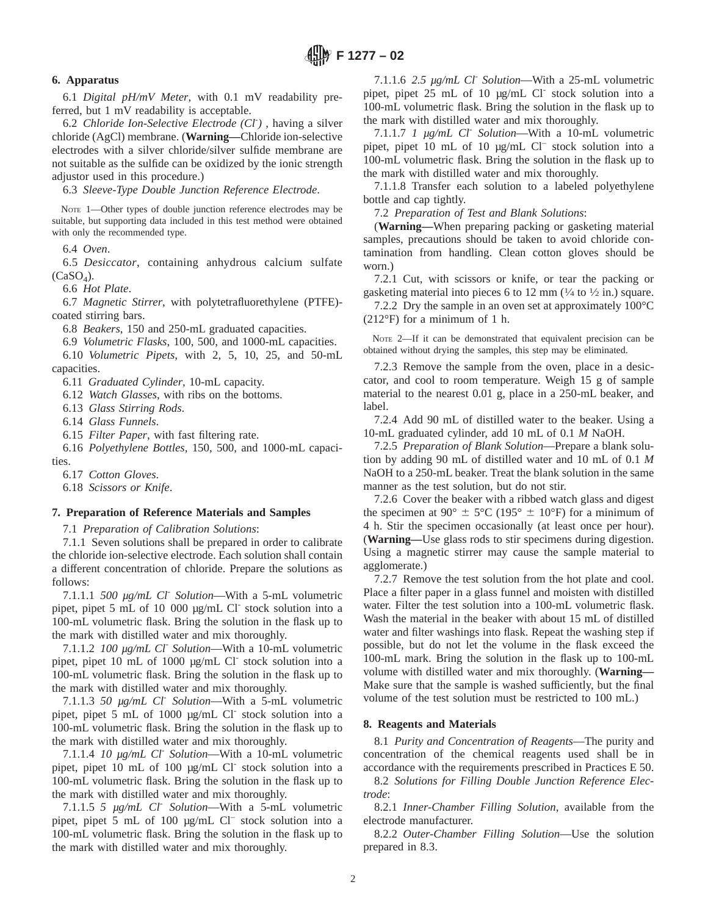## 6. Apparatus

6.1 *Digital pH/mV Meter*, with 0.1 mV readability preferred, but 1 mV readability is acceptable.

6.2 *Chloride Ion-Selective Electrode ($Cl^-$)*, having a silver chloride (AgCl) membrane. (**Warning—**Chloride ion-selective electrodes with a silver chloride/silver sulfide membrane are not suitable as the sulfide can be oxidized by the ionic strength adjustor used in this procedure.)

6.3 *Sleeve-Type Double Junction Reference Electrode*.

NOTE 1—Other types of double junction reference electrodes may be suitable, but supporting data included in this test method were obtained with only the recommended type.

6.4 *Oven*.

6.5 *Desiccator*, containing anhydrous calcium sulfate ($CaSO_4$).

6.6 *Hot Plate*.

6.7 *Magnetic Stirrer*, with polytetrafluorethylene (PTFE)-coated stirring bars.

6.8 *Beakers*, 150 and 250-mL graduated capacities.

6.9 *Volumetric Flasks*, 100, 500, and 1000-mL capacities.

6.10 *Volumetric Pipets*, with 2, 5, 10, 25, and 50-mL capacities.

6.11 *Graduated Cylinder*, 10-mL capacity.

6.12 *Watch Glasses*, with ribs on the bottoms.

6.13 *Glass Stirring Rods*.

6.14 *Glass Funnels*.

6.15 *Filter Paper*, with fast filtering rate.

6.16 *Polyethylene Bottles*, 150, 500, and 1000-mL capacities.

6.17 *Cotton Gloves*.

6.18 *Scissors or Knife*.

## 7. Preparation of Reference Materials and Samples

7.1 *Preparation of Calibration Solutions*:

7.1.1 Seven solutions shall be prepared in order to calibrate the chloride ion-selective electrode. Each solution shall contain a different concentration of chloride. Prepare the solutions as follows:

7.1.1.1 *500 µg/mL $Cl^-$ Solution*—With a 5-mL volumetric pipet, pipet 5 mL of 10 000 µg/mL $Cl^-$ stock solution into a 100-mL volumetric flask. Bring the solution in the flask up to the mark with distilled water and mix thoroughly.

7.1.1.2 *100 µg/mL $Cl^-$ Solution*—With a 10-mL volumetric pipet, pipet 10 mL of 1000 µg/mL $Cl^-$ stock solution into a 100-mL volumetric flask. Bring the solution in the flask up to the mark with distilled water and mix thoroughly.

7.1.1.3 *50 µg/mL $Cl^-$ Solution*—With a 5-mL volumetric pipet, pipet 5 mL of 1000 µg/mL $Cl^-$ stock solution into a 100-mL volumetric flask. Bring the solution in the flask up to the mark with distilled water and mix thoroughly.

7.1.1.4 *10 µg/mL $Cl^-$ Solution*—With a 10-mL volumetric pipet, pipet 10 mL of 100 µg/mL $Cl^-$ stock solution into a 100-mL volumetric flask. Bring the solution in the flask up to the mark with distilled water and mix thoroughly.

7.1.1.5 *5 µg/mL $Cl^-$ Solution*—With a 5-mL volumetric pipet, pipet 5 mL of 100 µg/mL $Cl^-$ stock solution into a 100-mL volumetric flask. Bring the solution in the flask up to the mark with distilled water and mix thoroughly.

7.1.1.6 *2.5 µg/mL $Cl^-$ Solution*—With a 25-mL volumetric pipet, pipet 25 mL of 10 µg/mL $Cl^-$ stock solution into a 100-mL volumetric flask. Bring the solution in the flask up to the mark with distilled water and mix thoroughly.

7.1.1.7 *1 µg/mL $Cl^-$ Solution*—With a 10-mL volumetric pipet, pipet 10 mL of 10 µg/mL $Cl^-$ stock solution into a 100-mL volumetric flask. Bring the solution in the flask up to the mark with distilled water and mix thoroughly.

7.1.1.8 Transfer each solution to a labeled polyethylene bottle and cap tightly.

7.2 *Preparation of Test and Blank Solutions*:

(**Warning—**When preparing packing or gasketing material samples, precautions should be taken to avoid chloride contamination from handling. Clean cotton gloves should be worn.)

7.2.1 Cut, with scissors or knife, or tear the packing or gasketing material into pieces 6 to 12 mm (¼ to ½ in.) square.

7.2.2 Dry the sample in an oven set at approximately 100°C (212°F) for a minimum of 1 h.

NOTE 2—If it can be demonstrated that equivalent precision can be obtained without drying the samples, this step may be eliminated.

7.2.3 Remove the sample from the oven, place in a desiccator, and cool to room temperature. Weigh 15 g of sample material to the nearest 0.01 g, place in a 250-mL beaker, and label.

7.2.4 Add 90 mL of distilled water to the beaker. Using a 10-mL graduated cylinder, add 10 mL of 0.1 *M* NaOH.

7.2.5 *Preparation of Blank Solution*—Prepare a blank solution by adding 90 mL of distilled water and 10 mL of 0.1 *M* NaOH to a 250-mL beaker. Treat the blank solution in the same manner as the test solution, but do not stir.

7.2.6 Cover the beaker with a ribbed watch glass and digest the specimen at 90° ± 5°C (195° ± 10°F) for a minimum of 4 h. Stir the specimen occasionally (at least once per hour). (**Warning—**Use glass rods to stir specimens during digestion. Using a magnetic stirrer may cause the sample material to agglomerate.)

7.2.7 Remove the test solution from the hot plate and cool. Place a filter paper in a glass funnel and moisten with distilled water. Filter the test solution into a 100-mL volumetric flask. Wash the material in the beaker with about 15 mL of distilled water and filter washings into flask. Repeat the washing step if possible, but do not let the volume in the flask exceed the 100-mL mark. Bring the solution in the flask up to 100-mL volume with distilled water and mix thoroughly. (**Warning—**Make sure that the sample is washed sufficiently, but the final volume of the test solution must be restricted to 100 mL.)

## 8. Reagents and Materials

8.1 *Purity and Concentration of Reagents*—The purity and concentration of the chemical reagents used shall be in accordance with the requirements prescribed in Practices E 50.

8.2 *Solutions for Filling Double Junction Reference Electrode*:

8.2.1 *Inner-Chamber Filling Solution*, available from the electrode manufacturer.

8.2.2 *Outer-Chamber Filling Solution*—Use the solution prepared in 8.3.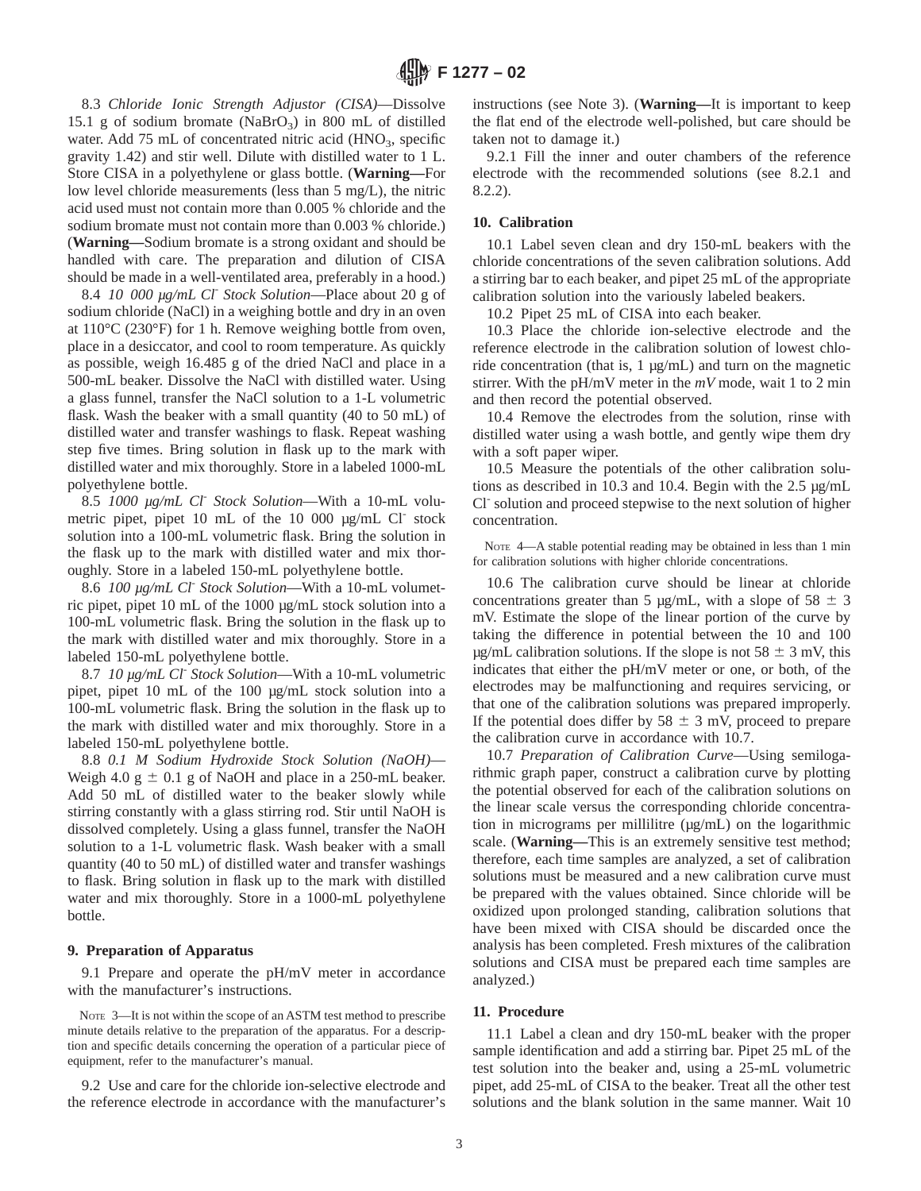8.3 *Chloride Ionic Strength Adjustor (CISA)*—Dissolve 15.1 g of sodium bromate ($NaBrO_3$) in 800 mL of distilled water. Add 75 mL of concentrated nitric acid ($HNO_3$, specific gravity 1.42) and stir well. Dilute with distilled water to 1 L. Store CISA in a polyethylene or glass bottle. (**Warning—**For low level chloride measurements (less than 5 mg/L), the nitric acid used must not contain more than 0.005 % chloride and the sodium bromate must not contain more than 0.003 % chloride.) (**Warning—**Sodium bromate is a strong oxidant and should be handled with care. The preparation and dilution of CISA should be made in a well-ventilated area, preferably in a hood.)

8.4 *10 000 µg/mL $Cl^-$ Stock Solution*—Place about 20 g of sodium chloride (NaCl) in a weighing bottle and dry in an oven at 110°C (230°F) for 1 h. Remove weighing bottle from oven, place in a desiccator, and cool to room temperature. As quickly as possible, weigh 16.485 g of the dried NaCl and place in a 500-mL beaker. Dissolve the NaCl with distilled water. Using a glass funnel, transfer the NaCl solution to a 1-L volumetric flask. Wash the beaker with a small quantity (40 to 50 mL) of distilled water and transfer washings to flask. Repeat washing step five times. Bring solution in flask up to the mark with distilled water and mix thoroughly. Store in a labeled 1000-mL polyethylene bottle.

8.5 *1000 µg/mL $Cl^-$ Stock Solution*—With a 10-mL volumetric pipet, pipet 10 mL of the 10 000 µg/mL $Cl^-$ stock solution into a 100-mL volumetric flask. Bring the solution in the flask up to the mark with distilled water and mix thoroughly. Store in a labeled 150-mL polyethylene bottle.

8.6 *100 µg/mL $Cl^-$ Stock Solution*—With a 10-mL volumetric pipet, pipet 10 mL of the 1000 µg/mL stock solution into a 100-mL volumetric flask. Bring the solution in the flask up to the mark with distilled water and mix thoroughly. Store in a labeled 150-mL polyethylene bottle.

8.7 *10 µg/mL $Cl^-$ Stock Solution*—With a 10-mL volumetric pipet, pipet 10 mL of the 100 µg/mL stock solution into a 100-mL volumetric flask. Bring the solution in the flask up to the mark with distilled water and mix thoroughly. Store in a labeled 150-mL polyethylene bottle.

8.8 *0.1 M Sodium Hydroxide Stock Solution (NaOH)*—Weigh 4.0 g ± 0.1 g of NaOH and place in a 250-mL beaker. Add 50 mL of distilled water to the beaker slowly while stirring constantly with a glass stirring rod. Stir until NaOH is dissolved completely. Using a glass funnel, transfer the NaOH solution to a 1-L volumetric flask. Wash beaker with a small quantity (40 to 50 mL) of distilled water and transfer washings to flask. Bring solution in flask up to the mark with distilled water and mix thoroughly. Store in a 1000-mL polyethylene bottle.

## 9. Preparation of Apparatus

9.1 Prepare and operate the pH/mV meter in accordance with the manufacturer's instructions.

NOTE 3—It is not within the scope of an ASTM test method to prescribe minute details relative to the preparation of the apparatus. For a description and specific details concerning the operation of a particular piece of equipment, refer to the manufacturer's manual.

9.2 Use and care for the chloride ion-selective electrode and the reference electrode in accordance with the manufacturer's instructions (see Note 3). (**Warning—**It is important to keep the flat end of the electrode well-polished, but care should be taken not to damage it.)

9.2.1 Fill the inner and outer chambers of the reference electrode with the recommended solutions (see 8.2.1 and 8.2.2).

## 10. Calibration

10.1 Label seven clean and dry 150-mL beakers with the chloride concentrations of the seven calibration solutions. Add a stirring bar to each beaker, and pipet 25 mL of the appropriate calibration solution into the variously labeled beakers.

10.2 Pipet 25 mL of CISA into each beaker.

10.3 Place the chloride ion-selective electrode and the reference electrode in the calibration solution of lowest chloride concentration (that is, 1 µg/mL) and turn on the magnetic stirrer. With the pH/mV meter in the *mV* mode, wait 1 to 2 min and then record the potential observed.

10.4 Remove the electrodes from the solution, rinse with distilled water using a wash bottle, and gently wipe them dry with a soft paper wiper.

10.5 Measure the potentials of the other calibration solutions as described in 10.3 and 10.4. Begin with the 2.5 µg/mL $Cl^-$ solution and proceed stepwise to the next solution of higher concentration.

NOTE 4—A stable potential reading may be obtained in less than 1 min for calibration solutions with higher chloride concentrations.

10.6 The calibration curve should be linear at chloride concentrations greater than 5 µg/mL, with a slope of 58 ± 3 mV. Estimate the slope of the linear portion of the curve by taking the difference in potential between the 10 and 100 µg/mL calibration solutions. If the slope is not 58 ± 3 mV, this indicates that either the pH/mV meter or one, or both, of the electrodes may be malfunctioning and requires servicing, or that one of the calibration solutions was prepared improperly. If the potential does differ by 58 ± 3 mV, proceed to prepare the calibration curve in accordance with 10.7.

10.7 *Preparation of Calibration Curve*—Using semilogarithmic graph paper, construct a calibration curve by plotting the potential observed for each of the calibration solutions on the linear scale versus the corresponding chloride concentration in micrograms per millilitre (µg/mL) on the logarithmic scale. (**Warning—**This is an extremely sensitive test method; therefore, each time samples are analyzed, a set of calibration solutions must be measured and a new calibration curve must be prepared with the values obtained. Since chloride will be oxidized upon prolonged standing, calibration solutions that have been mixed with CISA should be discarded once the analysis has been completed. Fresh mixtures of the calibration solutions and CISA must be prepared each time samples are analyzed.)

## 11. Procedure

11.1 Label a clean and dry 150-mL beaker with the proper sample identification and add a stirring bar. Pipet 25 mL of the test solution into the beaker and, using a 25-mL volumetric pipet, add 25-mL of CISA to the beaker. Treat all the other test solutions and the blank solution in the same manner. Wait 10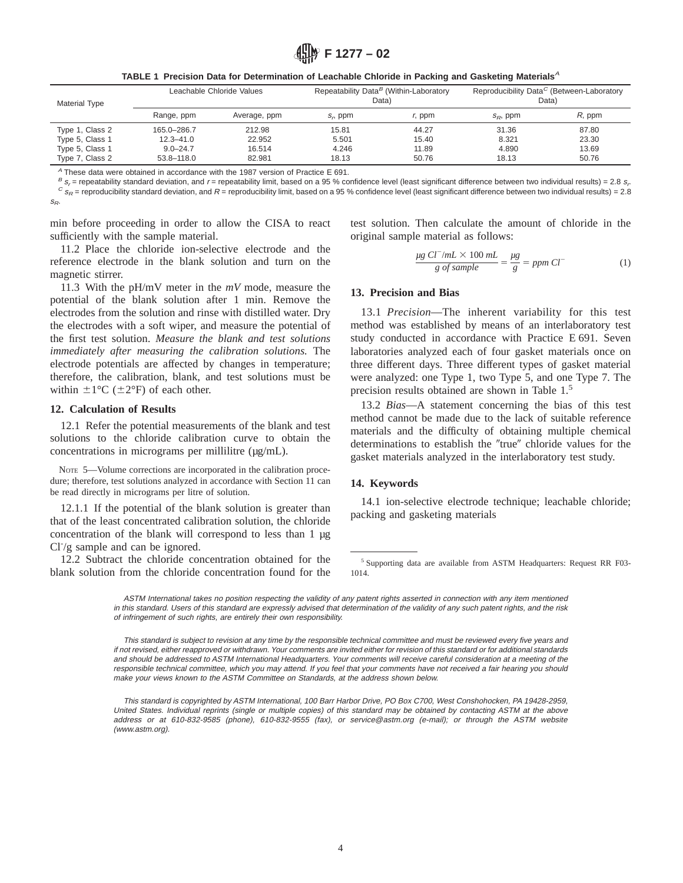TABLE 1 Precision Data for Determination of Leachable Chloride in Packing and Gasketing Materials[A]

| Material Type | Leachable Chloride Values | | Repeatability Data[B] (Within-Laboratory Data) | | Reproducibility Data[C] (Between-Laboratory Data) | |
|---|---|---|---|---|---|---|
| | Range, ppm | Average, ppm | $s_r$, ppm | $r$, ppm | $s_R$, ppm | $R$, ppm |
| Type 1, Class 2 | 165.0–286.7 | 212.98 | 15.81 | 44.27 | 31.36 | 87.80 |
| Type 5, Class 1 | 12.3–41.0 | 22.952 | 5.501 | 15.40 | 8.321 | 23.30 |
| Type 5, Class 1 | 9.0–24.7 | 16.514 | 4.246 | 11.89 | 4.890 | 13.69 |
| Type 7, Class 2 | 53.8–118.0 | 82.981 | 18.13 | 50.76 | 18.13 | 50.76 |

[A] These data were obtained in accordance with the 1987 version of Practice E 691.

[B] $s_r$ = repeatability standard deviation, and $r$ = repeatability limit, based on a 95 % confidence level (least significant difference between two individual results) = 2.8 $s_r$.

[C] $s_R$ = reproducibility standard deviation, and $R$ = reproducibility limit, based on a 95 % confidence level (least significant difference between two individual results) = 2.8 $s_R$.

min before proceeding in order to allow the CISA to react sufficiently with the sample material.

11.2 Place the chloride ion-selective electrode and the reference electrode in the blank solution and turn on the magnetic stirrer.

11.3 With the pH/mV meter in the *mV* mode, measure the potential of the blank solution after 1 min. Remove the electrodes from the solution and rinse with distilled water. Dry the electrodes with a soft wiper, and measure the potential of the first test solution. *Measure the blank and test solutions immediately after measuring the calibration solutions.* The electrode potentials are affected by changes in temperature; therefore, the calibration, blank, and test solutions must be within ±1°C (±2°F) of each other.

## 12. Calculation of Results

12.1 Refer the potential measurements of the blank and test solutions to the chloride calibration curve to obtain the concentrations in micrograms per millilitre (μg/mL).

NOTE 5—Volume corrections are incorporated in the calibration procedure; therefore, test solutions analyzed in accordance with Section 11 can be read directly in micrograms per litre of solution.

12.1.1 If the potential of the blank solution is greater than that of the least concentrated calibration solution, the chloride concentration of the blank will correspond to less than 1 μg $Cl^-$/g sample and can be ignored.

12.2 Subtract the chloride concentration obtained for the blank solution from the chloride concentration found for the test solution. Then calculate the amount of chloride in the original sample material as follows:

$$\frac{\mu g\ Cl^-/mL \times 100\ mL}{g\ of\ sample} = \frac{\mu g}{g} = ppm\ Cl^- \quad (1)$$

## 13. Precision and Bias

13.1 *Precision*—The inherent variability for this test method was established by means of an interlaboratory test study conducted in accordance with Practice E 691. Seven laboratories analyzed each of four gasket materials once on three different days. Three different types of gasket material were analyzed: one Type 1, two Type 5, and one Type 7. The precision results obtained are shown in Table 1.[5]

13.2 *Bias*—A statement concerning the bias of this test method cannot be made due to the lack of suitable reference materials and the difficulty of obtaining multiple chemical determinations to establish the ″true″ chloride values for the gasket materials analyzed in the interlaboratory test study.

## 14. Keywords

14.1 ion-selective electrode technique; leachable chloride; packing and gasketing materials

[5] Supporting data are available from ASTM Headquarters: Request RR F03-1014.

*ASTM International takes no position respecting the validity of any patent rights asserted in connection with any item mentioned in this standard. Users of this standard are expressly advised that determination of the validity of any such patent rights, and the risk of infringement of such rights, are entirely their own responsibility.*

*This standard is subject to revision at any time by the responsible technical committee and must be reviewed every five years and if not revised, either reapproved or withdrawn. Your comments are invited either for revision of this standard or for additional standards and should be addressed to ASTM International Headquarters. Your comments will receive careful consideration at a meeting of the responsible technical committee, which you may attend. If you feel that your comments have not received a fair hearing you should make your views known to the ASTM Committee on Standards, at the address shown below.*

*This standard is copyrighted by ASTM International, 100 Barr Harbor Drive, PO Box C700, West Conshohocken, PA 19428-2959, United States. Individual reprints (single or multiple copies) of this standard may be obtained by contacting ASTM at the above address or at 610-832-9585 (phone), 610-832-9555 (fax), or service@astm.org (e-mail); or through the ASTM website (www.astm.org).*